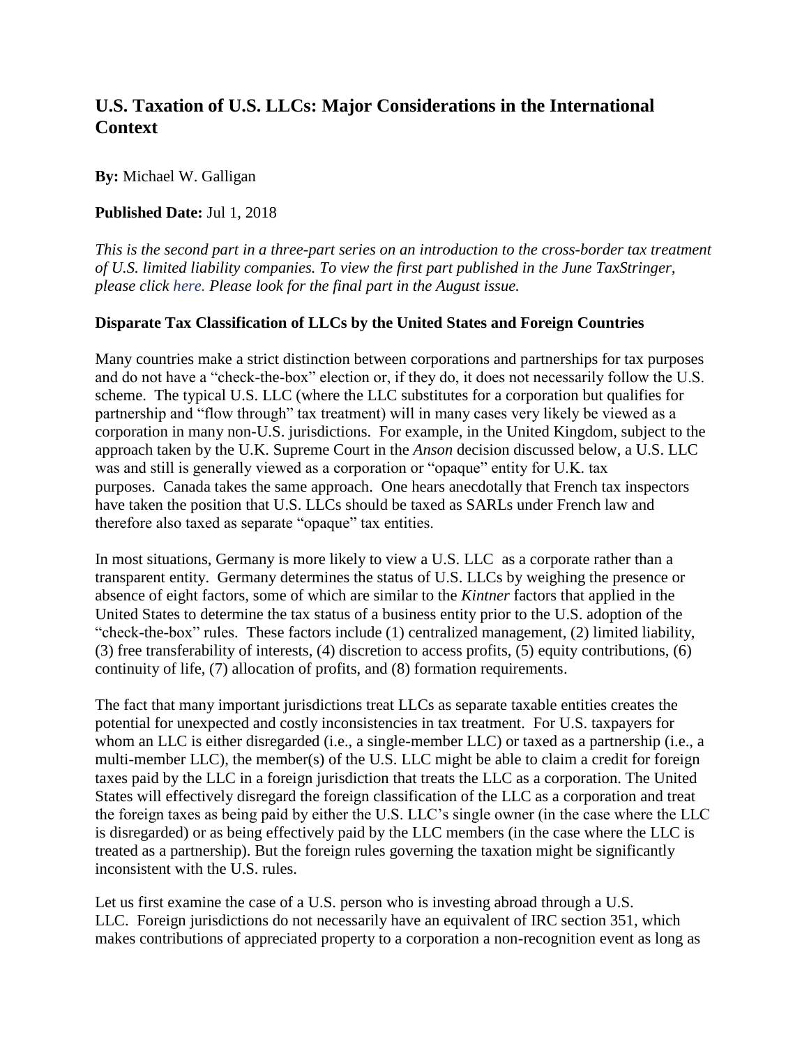## U.S. Taxation of U.S. LLCs: Major Considerations in the International Context

**By:** Michael W. Galligan

**Published Date:** Jul 1, 2018

*This is the second part in a three-part series on an introduction to the cross-border tax treatment of U.S. limited liability companies. To view the first part published in the June TaxStringer, please click here. Please look for the final part in the August issue.*

### Disparate Tax Classification of LLCs by the United States and Foreign Countries

Many countries make a strict distinction between corporations and partnerships for tax purposes and do not have a "check-the-box" election or, if they do, it does not necessarily follow the U.S. scheme. The typical U.S. LLC (where the LLC substitutes for a corporation but qualifies for partnership and "flow through" tax treatment) will in many cases very likely be viewed as a corporation in many non-U.S. jurisdictions. For example, in the United Kingdom, subject to the approach taken by the U.K. Supreme Court in the *Anson* decision discussed below, a U.S. LLC was and still is generally viewed as a corporation or "opaque" entity for U.K. tax purposes. Canada takes the same approach. One hears anecdotally that French tax inspectors have taken the position that U.S. LLCs should be taxed as SARLs under French law and therefore also taxed as separate "opaque" tax entities.

In most situations, Germany is more likely to view a U.S. LLC as a corporate rather than a transparent entity. Germany determines the status of U.S. LLCs by weighing the presence or absence of eight factors, some of which are similar to the *Kintner* factors that applied in the United States to determine the tax status of a business entity prior to the U.S. adoption of the "check-the-box" rules. These factors include (1) centralized management, (2) limited liability, (3) free transferability of interests, (4) discretion to access profits, (5) equity contributions, (6) continuity of life, (7) allocation of profits, and (8) formation requirements.

The fact that many important jurisdictions treat LLCs as separate taxable entities creates the potential for unexpected and costly inconsistencies in tax treatment. For U.S. taxpayers for whom an LLC is either disregarded (i.e., a single-member LLC) or taxed as a partnership (i.e., a multi-member LLC), the member(s) of the U.S. LLC might be able to claim a credit for foreign taxes paid by the LLC in a foreign jurisdiction that treats the LLC as a corporation. The United States will effectively disregard the foreign classification of the LLC as a corporation and treat the foreign taxes as being paid by either the U.S. LLC's single owner (in the case where the LLC is disregarded) or as being effectively paid by the LLC members (in the case where the LLC is treated as a partnership). But the foreign rules governing the taxation might be significantly inconsistent with the U.S. rules.

Let us first examine the case of a U.S. person who is investing abroad through a U.S. LLC. Foreign jurisdictions do not necessarily have an equivalent of IRC section 351, which makes contributions of appreciated property to a corporation a non-recognition event as long as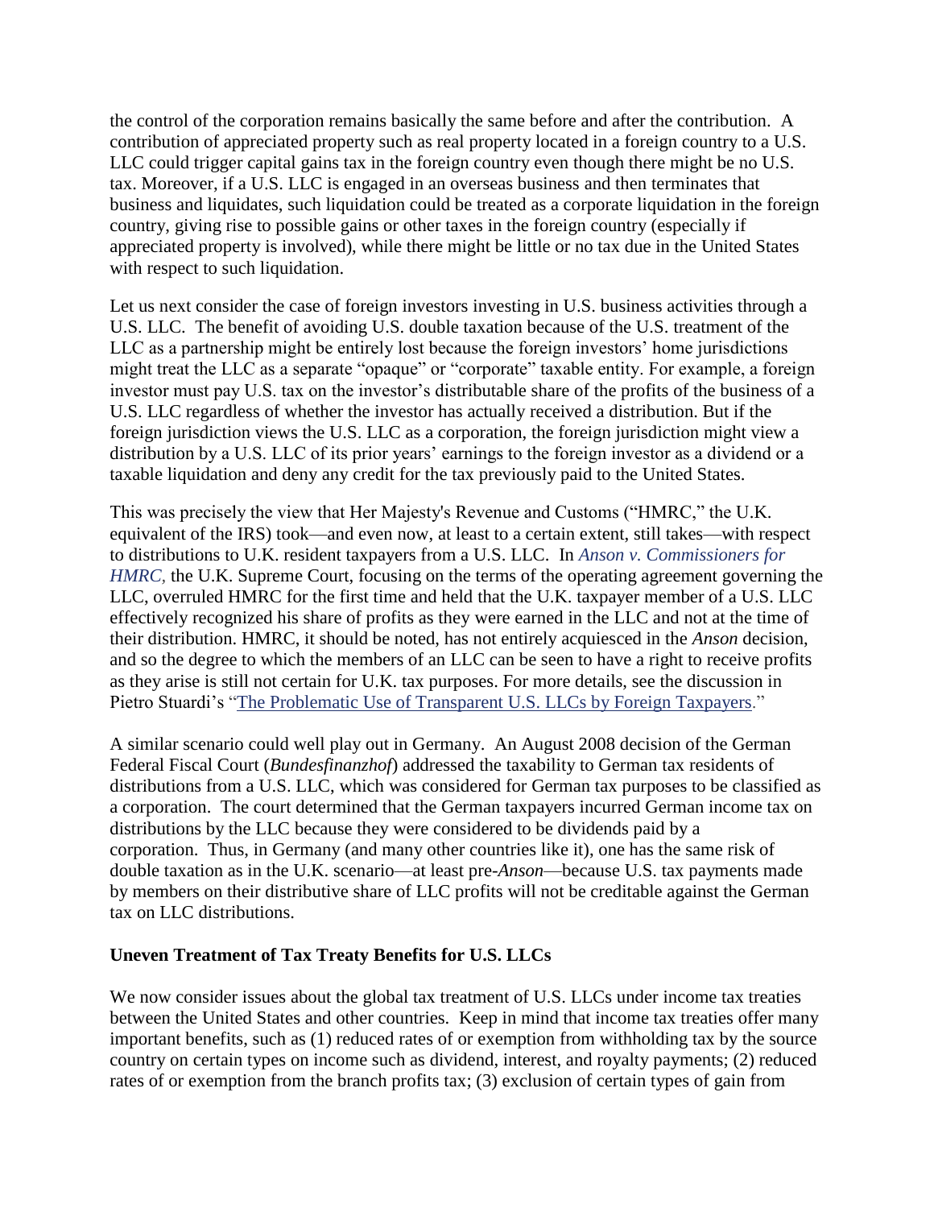the control of the corporation remains basically the same before and after the contribution. A contribution of appreciated property such as real property located in a foreign country to a U.S. LLC could trigger capital gains tax in the foreign country even though there might be no U.S. tax. Moreover, if a U.S. LLC is engaged in an overseas business and then terminates that business and liquidates, such liquidation could be treated as a corporate liquidation in the foreign country, giving rise to possible gains or other taxes in the foreign country (especially if appreciated property is involved), while there might be little or no tax due in the United States with respect to such liquidation.

Let us next consider the case of foreign investors investing in U.S. business activities through a U.S. LLC. The benefit of avoiding U.S. double taxation because of the U.S. treatment of the LLC as a partnership might be entirely lost because the foreign investors' home jurisdictions might treat the LLC as a separate "opaque" or "corporate" taxable entity. For example, a foreign investor must pay U.S. tax on the investor's distributable share of the profits of the business of a U.S. LLC regardless of whether the investor has actually received a distribution. But if the foreign jurisdiction views the U.S. LLC as a corporation, the foreign jurisdiction might view a distribution by a U.S. LLC of its prior years' earnings to the foreign investor as a dividend or a taxable liquidation and deny any credit for the tax previously paid to the United States.

This was precisely the view that Her Majesty's Revenue and Customs ("HMRC," the U.K. equivalent of the IRS) took—and even now, at least to a certain extent, still takes—with respect to distributions to U.K. resident taxpayers from a U.S. LLC. In *Anson v. Commissioners for HMRC,* the U.K. Supreme Court, focusing on the terms of the operating agreement governing the LLC, overruled HMRC for the first time and held that the U.K. taxpayer member of a U.S. LLC effectively recognized his share of profits as they were earned in the LLC and not at the time of their distribution. HMRC, it should be noted, has not entirely acquiesced in the *Anson* decision, and so the degree to which the members of an LLC can be seen to have a right to receive profits as they arise is still not certain for U.K. tax purposes. For more details, see the discussion in Pietro Stuardi's "The Problematic Use of Transparent U.S. LLCs by Foreign Taxpayers."

A similar scenario could well play out in Germany. An August 2008 decision of the German Federal Fiscal Court (*Bundesfinanzhof*) addressed the taxability to German tax residents of distributions from a U.S. LLC, which was considered for German tax purposes to be classified as a corporation. The court determined that the German taxpayers incurred German income tax on distributions by the LLC because they were considered to be dividends paid by a corporation. Thus, in Germany (and many other countries like it), one has the same risk of double taxation as in the U.K. scenario—at least pre-*Anson*—because U.S. tax payments made by members on their distributive share of LLC profits will not be creditable against the German tax on LLC distributions.

**Uneven Treatment of Tax Treaty Benefits for U.S. LLCs**

We now consider issues about the global tax treatment of U.S. LLCs under income tax treaties between the United States and other countries. Keep in mind that income tax treaties offer many important benefits, such as (1) reduced rates of or exemption from withholding tax by the source country on certain types on income such as dividend, interest, and royalty payments; (2) reduced rates of or exemption from the branch profits tax; (3) exclusion of certain types of gain from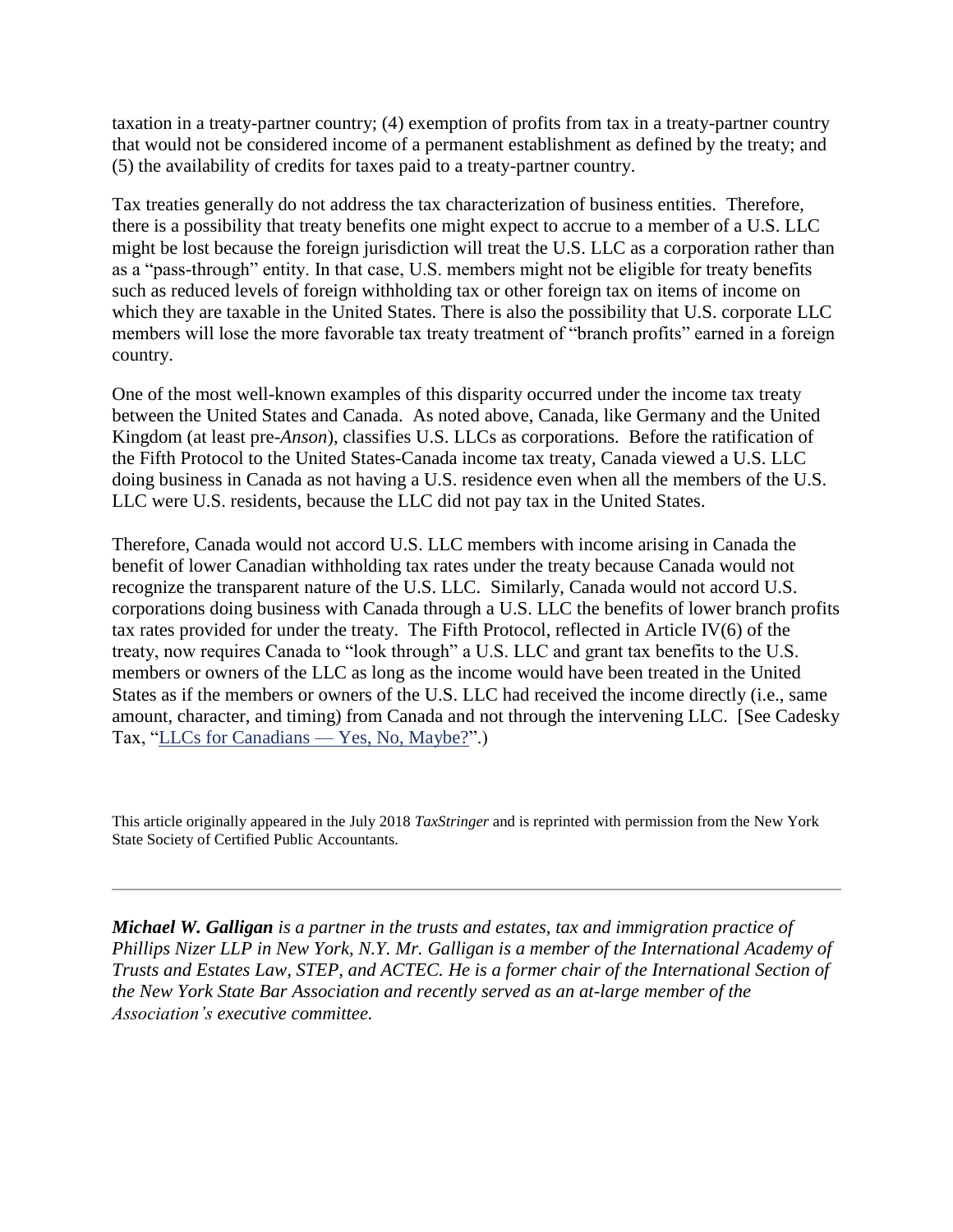taxation in a treaty-partner country; (4) exemption of profits from tax in a treaty-partner country that would not be considered income of a permanent establishment as defined by the treaty; and (5) the availability of credits for taxes paid to a treaty-partner country.

Tax treaties generally do not address the tax characterization of business entities. Therefore, there is a possibility that treaty benefits one might expect to accrue to a member of a U.S. LLC might be lost because the foreign jurisdiction will treat the U.S. LLC as a corporation rather than as a "pass-through" entity. In that case, U.S. members might not be eligible for treaty benefits such as reduced levels of foreign withholding tax or other foreign tax on items of income on which they are taxable in the United States. There is also the possibility that U.S. corporate LLC members will lose the more favorable tax treaty treatment of "branch profits" earned in a foreign country.

One of the most well-known examples of this disparity occurred under the income tax treaty between the United States and Canada. As noted above, Canada, like Germany and the United Kingdom (at least pre-*Anson*), classifies U.S. LLCs as corporations. Before the ratification of the Fifth Protocol to the United States-Canada income tax treaty, Canada viewed a U.S. LLC doing business in Canada as not having a U.S. residence even when all the members of the U.S. LLC were U.S. residents, because the LLC did not pay tax in the United States.

Therefore, Canada would not accord U.S. LLC members with income arising in Canada the benefit of lower Canadian withholding tax rates under the treaty because Canada would not recognize the transparent nature of the U.S. LLC. Similarly, Canada would not accord U.S. corporations doing business with Canada through a U.S. LLC the benefits of lower branch profits tax rates provided for under the treaty. The Fifth Protocol, reflected in Article IV(6) of the treaty, now requires Canada to "look through" a U.S. LLC and grant tax benefits to the U.S. members or owners of the LLC as long as the income would have been treated in the United States as if the members or owners of the U.S. LLC had received the income directly (i.e., same amount, character, and timing) from Canada and not through the intervening LLC. [See Cadesky Tax, "LLCs for Canadians — Yes, No, Maybe?".)

This article originally appeared in the July 2018 *TaxStringer* and is reprinted with permission from the New York State Society of Certified Public Accountants.

---

***Michael W. Galligan*** *is a partner in the trusts and estates, tax and immigration practice of Phillips Nizer LLP in New York, N.Y. Mr. Galligan is a member of the International Academy of Trusts and Estates Law, STEP, and ACTEC. He is a former chair of the International Section of the New York State Bar Association and recently served as an at-large member of the Association's executive committee.*